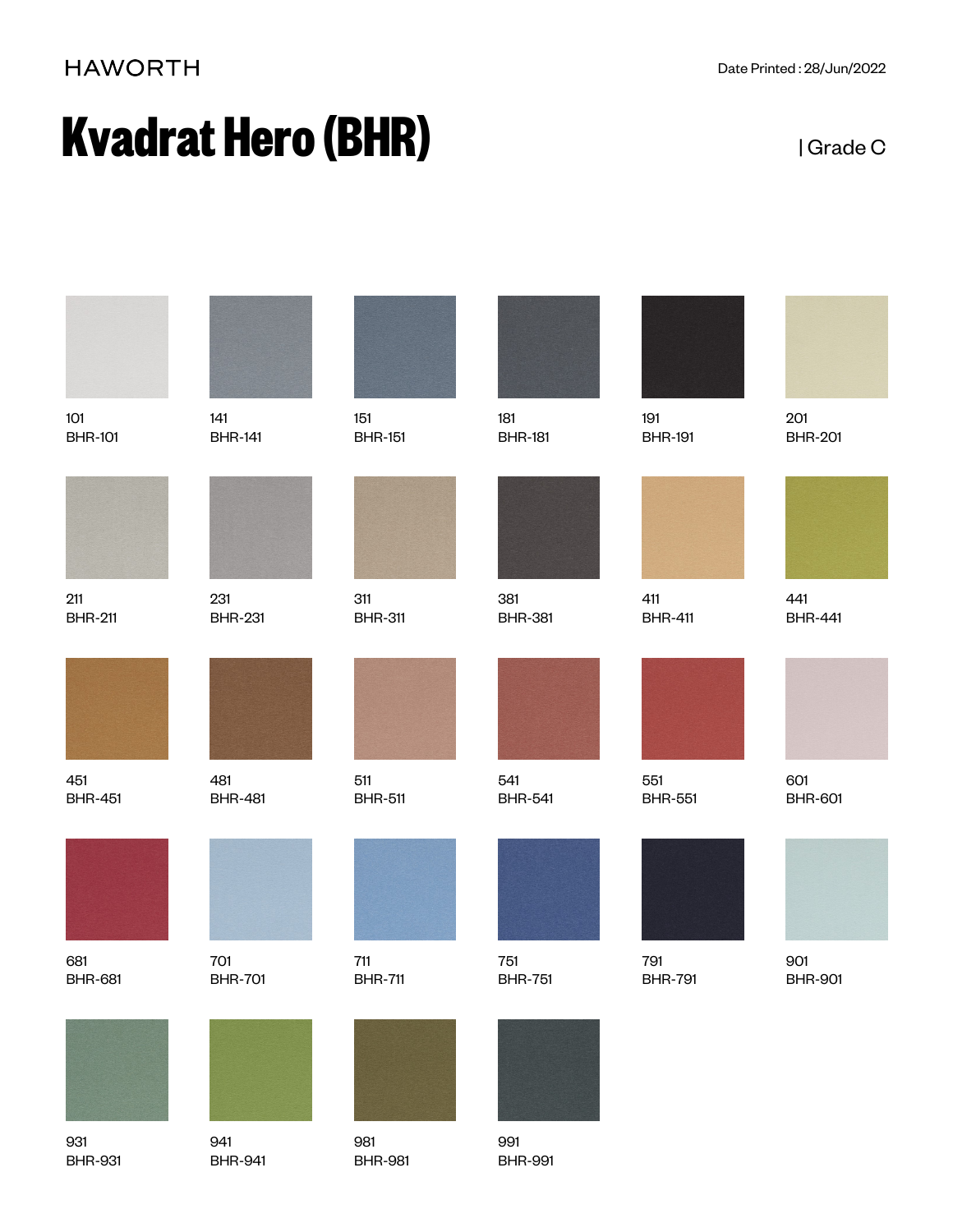HAWORTH

Date Printed : 28/Jun/2022

# Kvadrat Hero (BHR)

| Grade C

101
BHR-101

141
BHR-141

151
BHR-151

181
BHR-181

191
BHR-191

201
BHR-201

211
BHR-211

231
BHR-231

311
BHR-311

381
BHR-381

411
BHR-411

441
BHR-441

451
BHR-451

481
BHR-481

511
BHR-511

541
BHR-541

551
BHR-551

601
BHR-601

681
BHR-681

701
BHR-701

711
BHR-711

751
BHR-751

791
BHR-791

901
BHR-901

931
BHR-931

941
BHR-941

981
BHR-981

991
BHR-991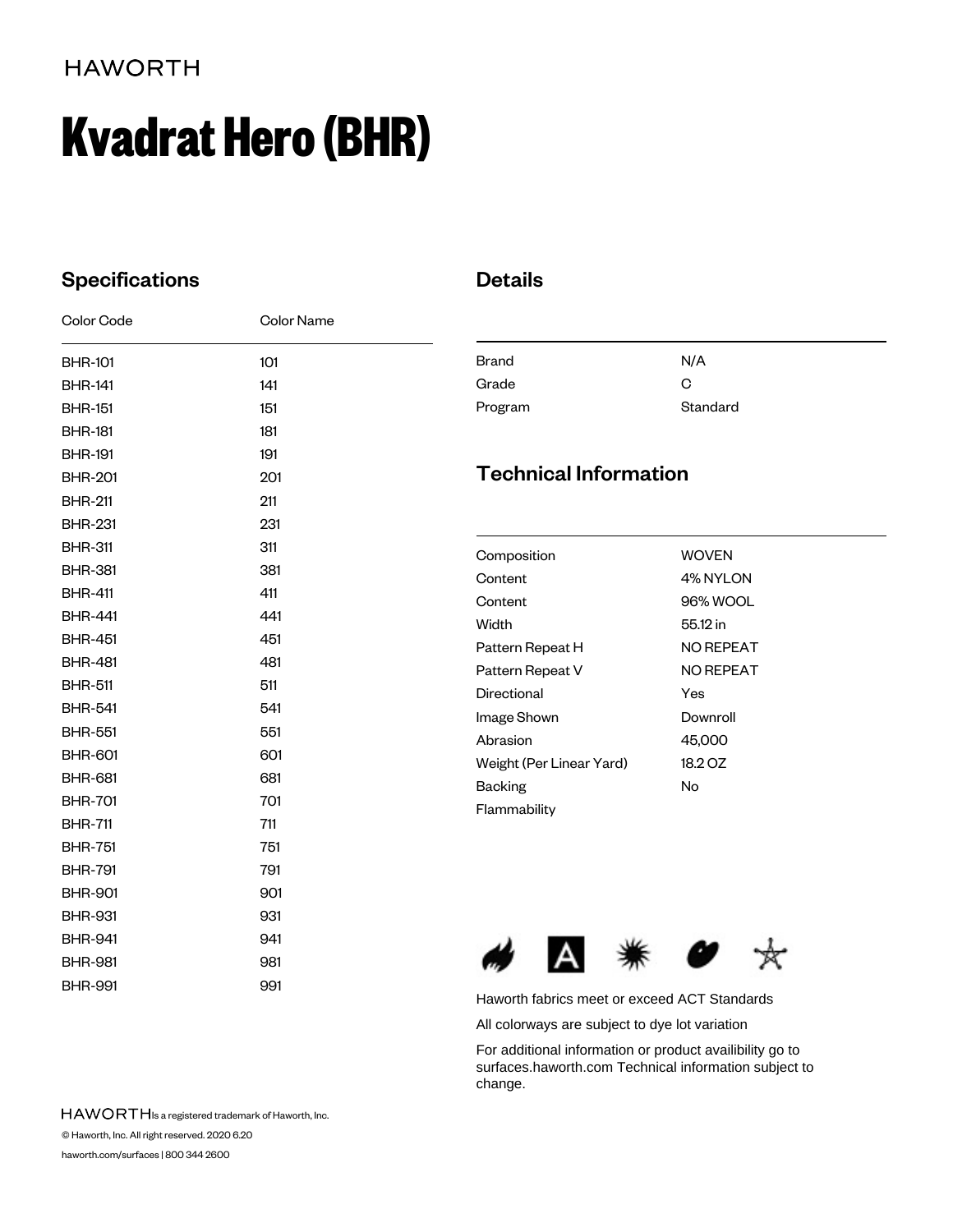HAWORTH

# Kvadrat Hero (BHR)

## Specifications

| Color Code | Color Name |
|---|---|
| BHR-101 | 101 |
| BHR-141 | 141 |
| BHR-151 | 151 |
| BHR-181 | 181 |
| BHR-191 | 191 |
| BHR-201 | 201 |
| BHR-211 | 211 |
| BHR-231 | 231 |
| BHR-311 | 311 |
| BHR-381 | 381 |
| BHR-411 | 411 |
| BHR-441 | 441 |
| BHR-451 | 451 |
| BHR-481 | 481 |
| BHR-511 | 511 |
| BHR-541 | 541 |
| BHR-551 | 551 |
| BHR-601 | 601 |
| BHR-681 | 681 |
| BHR-701 | 701 |
| BHR-711 | 711 |
| BHR-751 | 751 |
| BHR-791 | 791 |
| BHR-901 | 901 |
| BHR-931 | 931 |
| BHR-941 | 941 |
| BHR-981 | 981 |
| BHR-991 | 991 |

## Details

| | |
|---|---|
| Brand | N/A |
| Grade | C |
| Program | Standard |

## Technical Information

| | |
|---|---|
| Composition | WOVEN |
| Content | 4% NYLON |
| Content | 96% WOOL |
| Width | 55.12 in |
| Pattern Repeat H | NO REPEAT |
| Pattern Repeat V | NO REPEAT |
| Directional | Yes |
| Image Shown | Downroll |
| Abrasion | 45,000 |
| Weight (Per Linear Yard) | 18.2 OZ |
| Backing | No |
| Flammability | |

Haworth fabrics meet or exceed ACT Standards

All colorways are subject to dye lot variation

For additional information or product availibility go to surfaces.haworth.com Technical information subject to change.

HAWORTH Is a registered trademark of Haworth, Inc.

© Haworth, Inc. All right reserved. 2020 6.20

haworth.com/surfaces | 800 344 2600